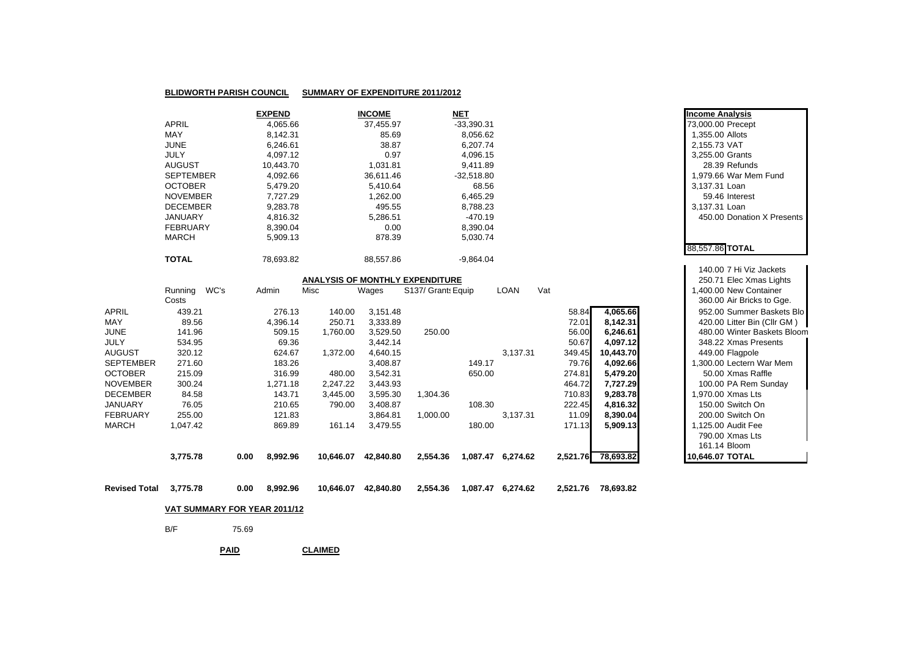**BLIDWORTH PARISH COUNCIL** **SUMMARY OF EXPENDITURE 2011/2012**

| | EXPEND | INCOME | NET |
|---|---|---|---|
| APRIL | 4,065.66 | 37,455.97 | -33,390.31 |
| MAY | 8,142.31 | 85.69 | 8,056.62 |
| JUNE | 6,246.61 | 38.87 | 6,207.74 |
| JULY | 4,097.12 | 0.97 | 4,096.15 |
| AUGUST | 10,443.70 | 1,031.81 | 9,411.89 |
| SEPTEMBER | 4,092.66 | 36,611.46 | -32,518.80 |
| OCTOBER | 5,479.20 | 5,410.64 | 68.56 |
| NOVEMBER | 7,727.29 | 1,262.00 | 6,465.29 |
| DECEMBER | 9,283.78 | 495.55 | 8,788.23 |
| JANUARY | 4,816.32 | 5,286.51 | -470.19 |
| FEBRUARY | 8,390.04 | 0.00 | 8,390.04 |
| MARCH | 5,909.13 | 878.39 | 5,030.74 |
| **TOTAL** | 78,693.82 | 88,557.86 | -9,864.04 |

**Income Analysis**

| | |
|---|---|
| 73,000.00 | Precept |
| 1,355.00 | Allots |
| 2,155.73 | VAT |
| 3,255.00 | Grants |
| 28.39 | Refunds |
| 1,979.66 | War Mem Fund |
| 3,137.31 | Loan |
| 59.46 | Interest |
| 3,137.31 | Loan |
| 450.00 | Donation X Presents |
| 88,557.86 | **TOTAL** |

**ANALYSIS OF MONTHLY EXPENDITURE**

| | Running Costs | WC's | Admin | Misc | Wages | S137/ Grants | Equip | LOAN | Vat | |
|---|---|---|---|---|---|---|---|---|---|---|
| APRIL | 439.21 | | 276.13 | 140.00 | 3,151.48 | | | | 58.84 | **4,065.66** |
| MAY | 89.56 | | 4,396.14 | 250.71 | 3,333.89 | | | | 72.01 | **8,142.31** |
| JUNE | 141.96 | | 509.15 | 1,760.00 | 3,529.50 | 250.00 | | | 56.00 | **6,246.61** |
| JULY | 534.95 | | 69.36 | | 3,442.14 | | | | 50.67 | **4,097.12** |
| AUGUST | 320.12 | | 624.67 | 1,372.00 | 4,640.15 | | | 3,137.31 | 349.45 | **10,443.70** |
| SEPTEMBER | 271.60 | | 183.26 | | 3,408.87 | | 149.17 | | 79.76 | **4,092.66** |
| OCTOBER | 215.09 | | 316.99 | 480.00 | 3,542.31 | | 650.00 | | 274.81 | **5,479.20** |
| NOVEMBER | 300.24 | | 1,271.18 | 2,247.22 | 3,443.93 | | | | 464.72 | **7,727.29** |
| DECEMBER | 84.58 | | 143.71 | 3,445.00 | 3,595.30 | 1,304.36 | | | 710.83 | **9,283.78** |
| JANUARY | 76.05 | | 210.65 | 790.00 | 3,408.87 | | 108.30 | | 222.45 | **4,816.32** |
| FEBRUARY | 255.00 | | 121.83 | | 3,864.81 | 1,000.00 | | 3,137.31 | 11.09 | **8,390.04** |
| MARCH | 1,047.42 | | 869.89 | 161.14 | 3,479.55 | | 180.00 | | 171.13 | **5,909.13** |
| | **3,775.78** | **0.00** | **8,992.96** | **10,646.07** | **42,840.80** | **2,554.36** | **1,087.47** | **6,274.62** | **2,521.76** | **78,693.82** |
| **Revised Total** | **3,775.78** | **0.00** | **8,992.96** | **10,646.07** | **42,840.80** | **2,554.36** | **1,087.47** | **6,274.62** | **2,521.76** | **78,693.82** |

| | |
|---|---|
| 140.00 | 7 Hi Viz Jackets |
| 250.71 | Elec Xmas Lights |
| 1,400.00 | New Container |
| 360.00 | Air Bricks to Gge. |
| 952.00 | Summer Baskets Blo |
| 420.00 | Litter Bin (Cllr GM ) |
| 480.00 | Winter Baskets Bloom |
| 348.22 | Xmas Presents |
| 449.00 | Flagpole |
| 1,300.00 | Lectern War Mem |
| 50.00 | Xmas Raffle |
| 100.00 | PA Rem Sunday |
| 1,970.00 | Xmas Lts |
| 150.00 | Switch On |
| 200.00 | Switch On |
| 1,125.00 | Audit Fee |
| 790.00 | Xmas Lts |
| 161.14 | Bloom |
| **10,646.07** | **TOTAL** |

**VAT SUMMARY FOR YEAR 2011/12**

B/F 75.69

**PAID** **CLAIMED**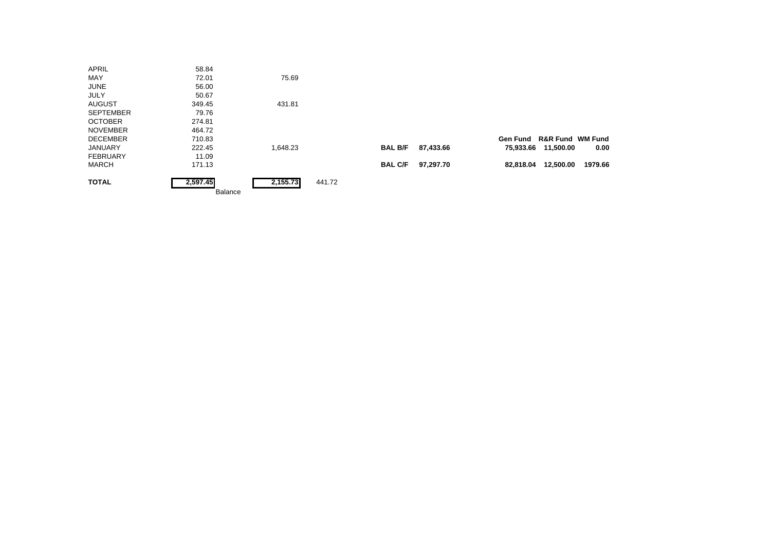| | | | | | | | | | |
|---|---|---|---|---|---|---|---|---|---|
| APRIL | 58.84 | | | | | | | | |
| MAY | 72.01 | 75.69 | | | | | | | |
| JUNE | 56.00 | | | | | | | | |
| JULY | 50.67 | | | | | | | | |
| AUGUST | 349.45 | 431.81 | | | | | | | |
| SEPTEMBER | 79.76 | | | | | | | | |
| OCTOBER | 274.81 | | | | | | | | |
| NOVEMBER | 464.72 | | | | | | | | |
| DECEMBER | 710.83 | | | | | | **Gen Fund** | **R&R Fund** | **WM Fund** |
| JANUARY | 222.45 | 1,648.23 | | | **BAL B/F** | **87,433.66** | **75,933.66** | **11,500.00** | **0.00** |
| FEBRUARY | 11.09 | | | | | | | | |
| MARCH | 171.13 | | | | **BAL C/F** | **97,297.70** | **82,818.04** | **12,500.00** | **1979.66** |
| **TOTAL** | **2,597.45** | **2,155.73** | 441.72 | | | | | | |
| | | Balance | | | | | | | |